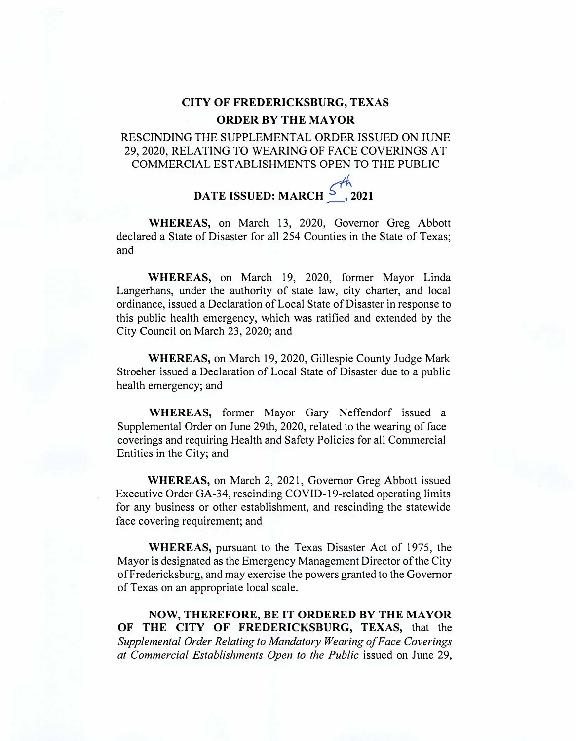# CITY OF FREDERICKSBURG, TEXAS

## ORDER BY THE MAYOR

RESCINDING THE SUPPLEMENTAL ORDER ISSUED ON JUNE 29, 2020, RELATING TO WEARING OF FACE COVERINGS AT COMMERCIAL ESTABLISHMENTS OPEN TO THE PUBLIC

**DATE ISSUED: MARCH 5th, 2021**

**WHEREAS,** on March 13, 2020, Governor Greg Abbott declared a State of Disaster for all 254 Counties in the State of Texas; and

**WHEREAS,** on March 19, 2020, former Mayor Linda Langerhans, under the authority of state law, city charter, and local ordinance, issued a Declaration of Local State of Disaster in response to this public health emergency, which was ratified and extended by the City Council on March 23, 2020; and

**WHEREAS,** on March 19, 2020, Gillespie County Judge Mark Stroeher issued a Declaration of Local State of Disaster due to a public health emergency; and

**WHEREAS,** former Mayor Gary Neffendorf issued a Supplemental Order on June 29th, 2020, related to the wearing of face coverings and requiring Health and Safety Policies for all Commercial Entities in the City; and

**WHEREAS,** on March 2, 2021, Governor Greg Abbott issued Executive Order GA-34, rescinding COVID-19-related operating limits for any business or other establishment, and rescinding the statewide face covering requirement; and

**WHEREAS,** pursuant to the Texas Disaster Act of 1975, the Mayor is designated as the Emergency Management Director of the City of Fredericksburg, and may exercise the powers granted to the Governor of Texas on an appropriate local scale.

**NOW, THEREFORE, BE IT ORDERED BY THE MAYOR OF THE CITY OF FREDERICKSBURG, TEXAS,** that the *Supplemental Order Relating to Mandatory Wearing of Face Coverings at Commercial Establishments Open to the Public* issued on June 29,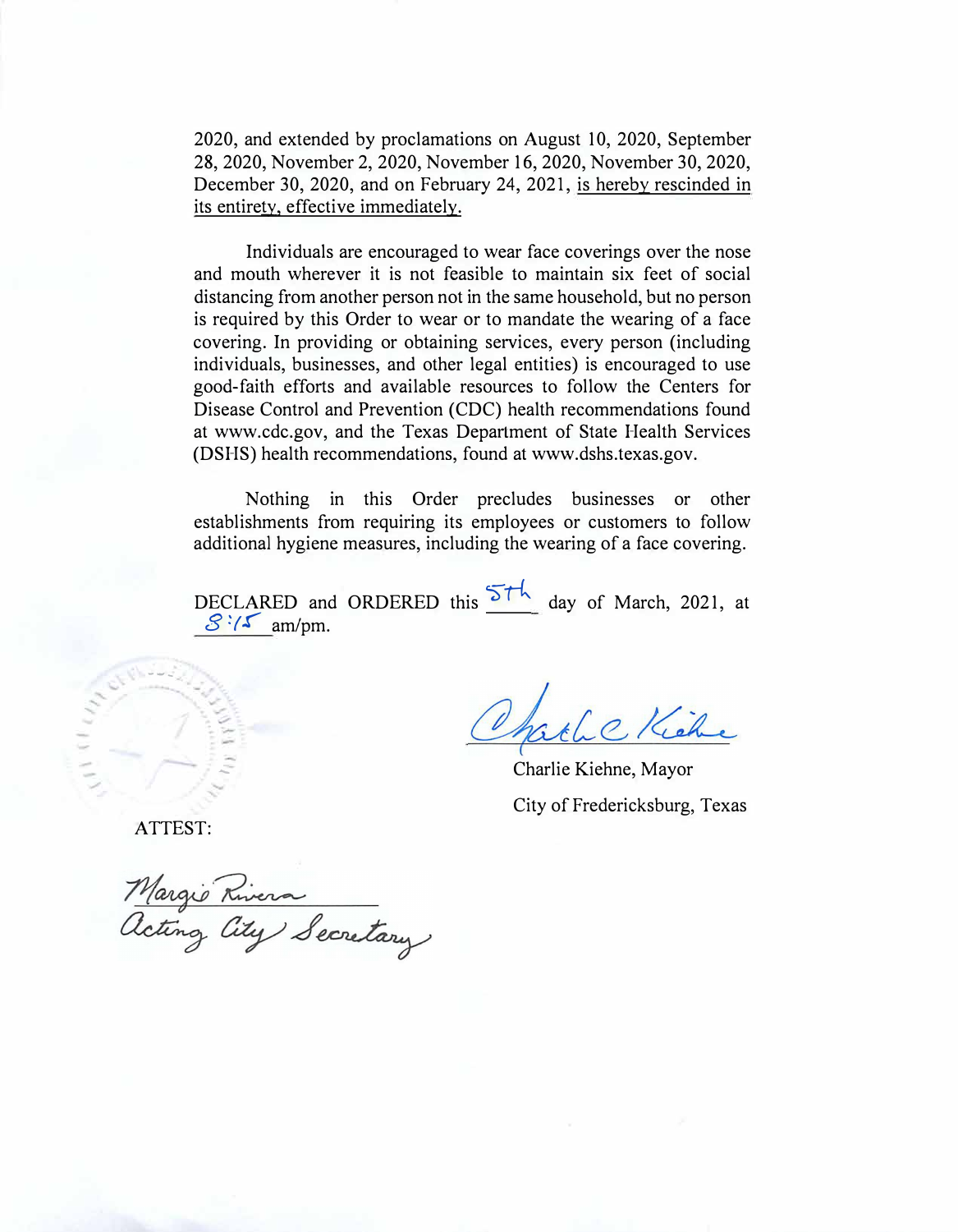2020, and extended by proclamations on August 10, 2020, September 28, 2020, November 2, 2020, November 16, 2020, November 30, 2020, December 30, 2020, and on February 24, 2021, <u>is hereby rescinded in its entirety, effective immediately.</u>

Individuals are encouraged to wear face coverings over the nose and mouth wherever it is not feasible to maintain six feet of social distancing from another person not in the same household, but no person is required by this Order to wear or to mandate the wearing of a face covering. In providing or obtaining services, every person (including individuals, businesses, and other legal entities) is encouraged to use good-faith efforts and available resources to follow the Centers for Disease Control and Prevention (CDC) health recommendations found at www.cdc.gov, and the Texas Department of State Health Services (DSHS) health recommendations, found at www.dshs.texas.gov.

Nothing in this Order precludes businesses or other establishments from requiring its employees or customers to follow additional hygiene measures, including the wearing of a face covering.

DECLARED and ORDERED this 5th day of March, 2021, at 8:15 am/pm.

Charlie Kiehne, Mayor
City of Fredericksburg, Texas

ATTEST:

Margie Rivera
Acting City Secretary